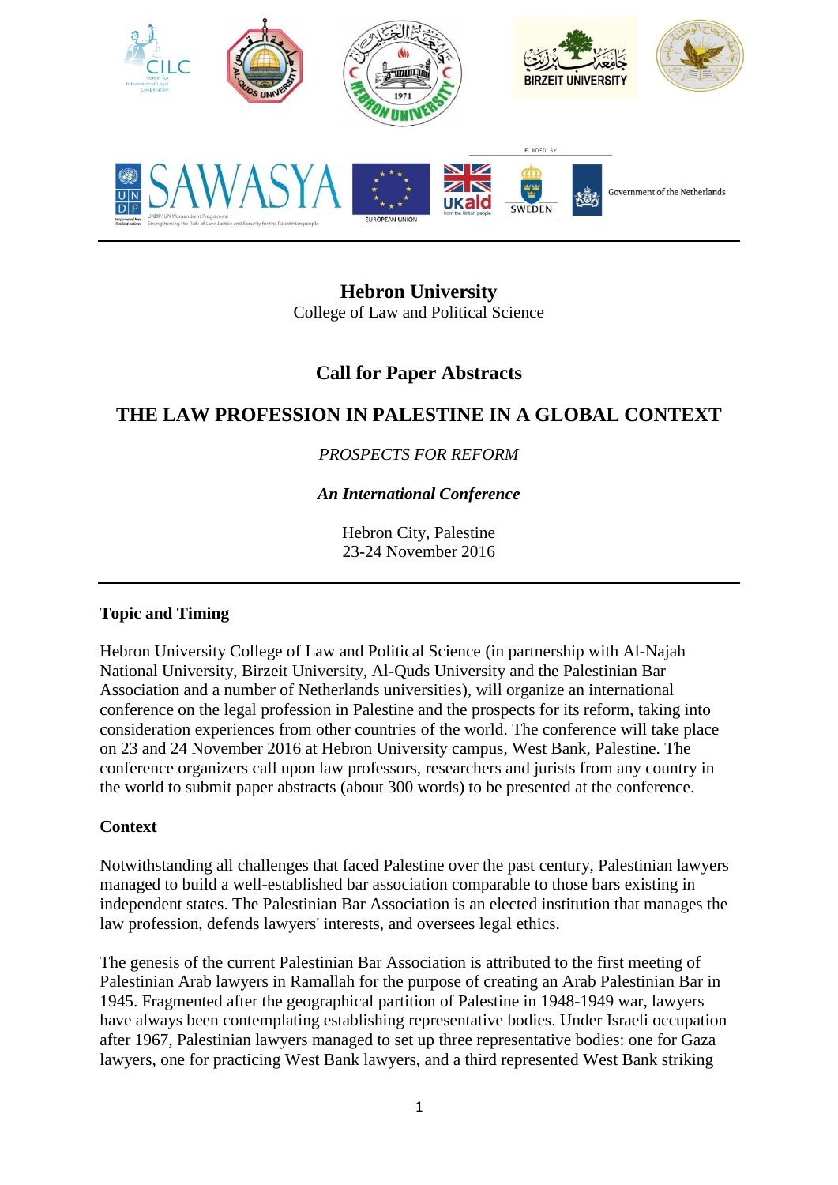**Hebron University**
College of Law and Political Science

# Call for Paper Abstracts

# THE LAW PROFESSION IN PALESTINE IN A GLOBAL CONTEXT

*PROSPECTS FOR REFORM*

***An International Conference***

Hebron City, Palestine
23-24 November 2016

---

## Topic and Timing

Hebron University College of Law and Political Science (in partnership with Al-Najah National University, Birzeit University, Al-Quds University and the Palestinian Bar Association and a number of Netherlands universities), will organize an international conference on the legal profession in Palestine and the prospects for its reform, taking into consideration experiences from other countries of the world. The conference will take place on 23 and 24 November 2016 at Hebron University campus, West Bank, Palestine. The conference organizers call upon law professors, researchers and jurists from any country in the world to submit paper abstracts (about 300 words) to be presented at the conference.

## Context

Notwithstanding all challenges that faced Palestine over the past century, Palestinian lawyers managed to build a well-established bar association comparable to those bars existing in independent states. The Palestinian Bar Association is an elected institution that manages the law profession, defends lawyers' interests, and oversees legal ethics.

The genesis of the current Palestinian Bar Association is attributed to the first meeting of Palestinian Arab lawyers in Ramallah for the purpose of creating an Arab Palestinian Bar in 1945. Fragmented after the geographical partition of Palestine in 1948-1949 war, lawyers have always been contemplating establishing representative bodies. Under Israeli occupation after 1967, Palestinian lawyers managed to set up three representative bodies: one for Gaza lawyers, one for practicing West Bank lawyers, and a third represented West Bank striking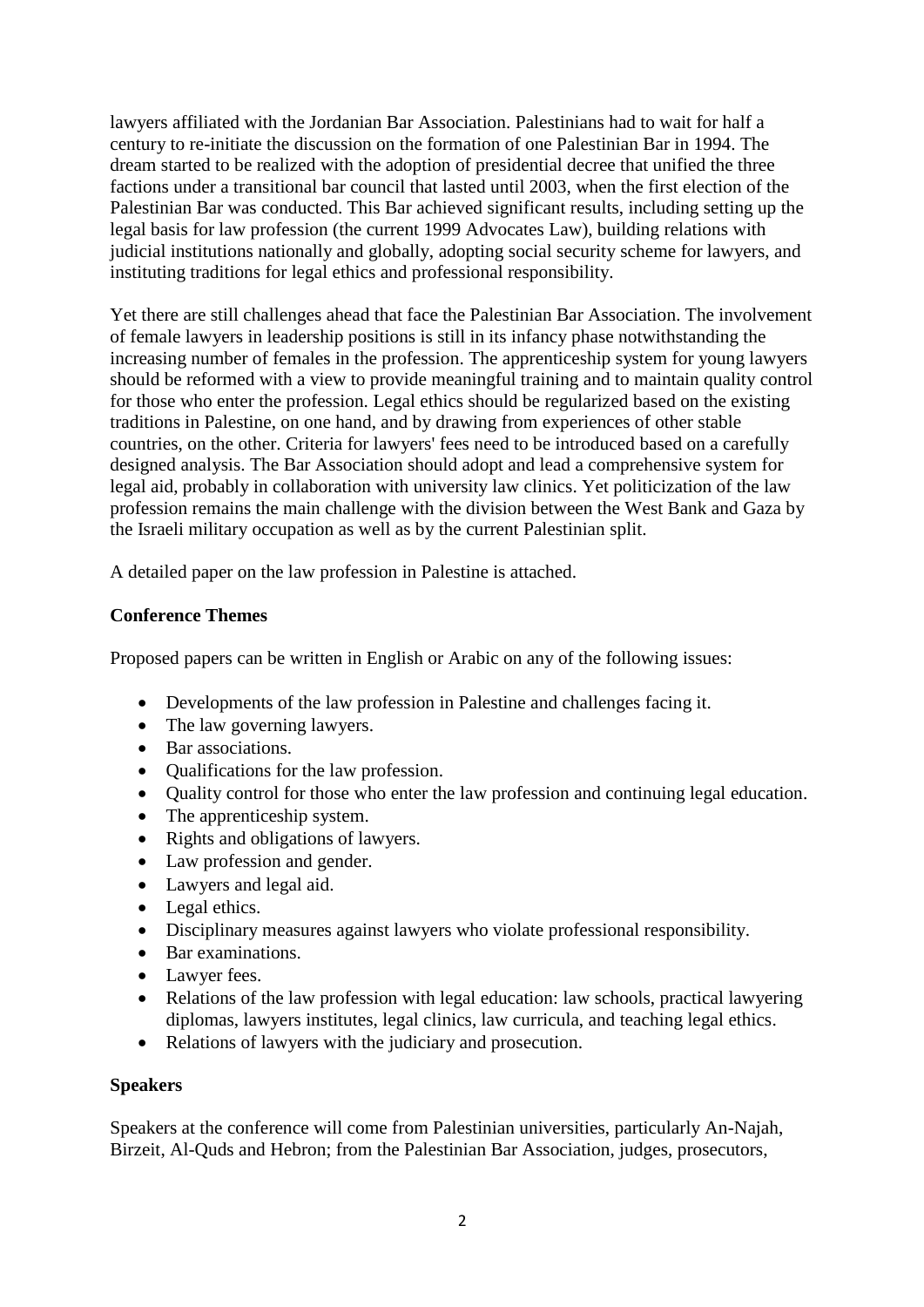lawyers affiliated with the Jordanian Bar Association. Palestinians had to wait for half a century to re-initiate the discussion on the formation of one Palestinian Bar in 1994. The dream started to be realized with the adoption of presidential decree that unified the three factions under a transitional bar council that lasted until 2003, when the first election of the Palestinian Bar was conducted. This Bar achieved significant results, including setting up the legal basis for law profession (the current 1999 Advocates Law), building relations with judicial institutions nationally and globally, adopting social security scheme for lawyers, and instituting traditions for legal ethics and professional responsibility.

Yet there are still challenges ahead that face the Palestinian Bar Association. The involvement of female lawyers in leadership positions is still in its infancy phase notwithstanding the increasing number of females in the profession. The apprenticeship system for young lawyers should be reformed with a view to provide meaningful training and to maintain quality control for those who enter the profession. Legal ethics should be regularized based on the existing traditions in Palestine, on one hand, and by drawing from experiences of other stable countries, on the other. Criteria for lawyers' fees need to be introduced based on a carefully designed analysis. The Bar Association should adopt and lead a comprehensive system for legal aid, probably in collaboration with university law clinics. Yet politicization of the law profession remains the main challenge with the division between the West Bank and Gaza by the Israeli military occupation as well as by the current Palestinian split.

A detailed paper on the law profession in Palestine is attached.

**Conference Themes**

Proposed papers can be written in English or Arabic on any of the following issues:

- Developments of the law profession in Palestine and challenges facing it.
- The law governing lawyers.
- Bar associations.
- Qualifications for the law profession.
- Quality control for those who enter the law profession and continuing legal education.
- The apprenticeship system.
- Rights and obligations of lawyers.
- Law profession and gender.
- Lawyers and legal aid.
- Legal ethics.
- Disciplinary measures against lawyers who violate professional responsibility.
- Bar examinations.
- Lawyer fees.
- Relations of the law profession with legal education: law schools, practical lawyering diplomas, lawyers institutes, legal clinics, law curricula, and teaching legal ethics.
- Relations of lawyers with the judiciary and prosecution.

**Speakers**

Speakers at the conference will come from Palestinian universities, particularly An-Najah, Birzeit, Al-Quds and Hebron; from the Palestinian Bar Association, judges, prosecutors,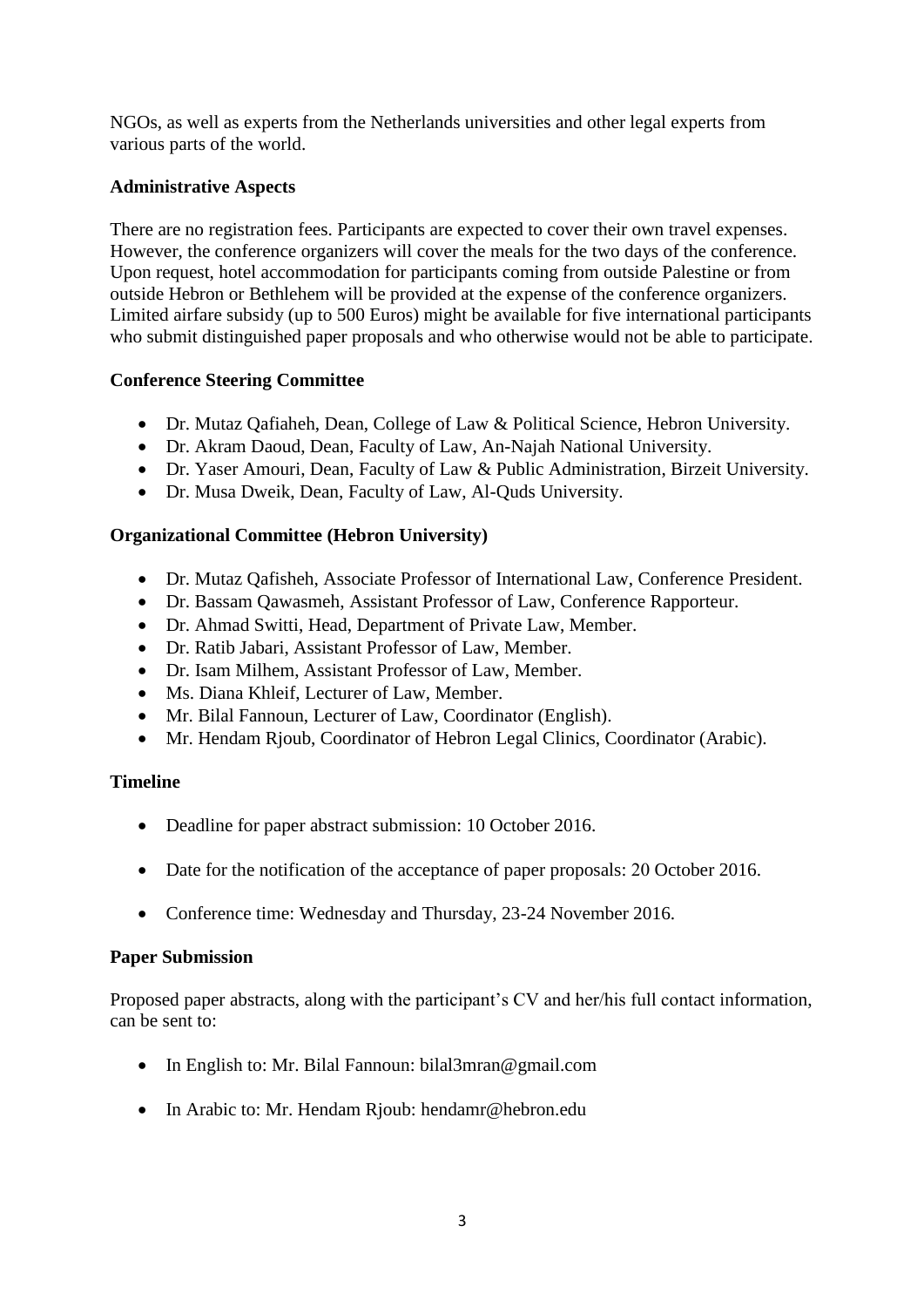NGOs, as well as experts from the Netherlands universities and other legal experts from various parts of the world.

**Administrative Aspects**

There are no registration fees. Participants are expected to cover their own travel expenses. However, the conference organizers will cover the meals for the two days of the conference. Upon request, hotel accommodation for participants coming from outside Palestine or from outside Hebron or Bethlehem will be provided at the expense of the conference organizers. Limited airfare subsidy (up to 500 Euros) might be available for five international participants who submit distinguished paper proposals and who otherwise would not be able to participate.

**Conference Steering Committee**

- Dr. Mutaz Qafiaheh, Dean, College of Law & Political Science, Hebron University.
- Dr. Akram Daoud, Dean, Faculty of Law, An-Najah National University.
- Dr. Yaser Amouri, Dean, Faculty of Law & Public Administration, Birzeit University.
- Dr. Musa Dweik, Dean, Faculty of Law, Al-Quds University.

**Organizational Committee (Hebron University)**

- Dr. Mutaz Qafisheh, Associate Professor of International Law, Conference President.
- Dr. Bassam Qawasmeh, Assistant Professor of Law, Conference Rapporteur.
- Dr. Ahmad Switti, Head, Department of Private Law, Member.
- Dr. Ratib Jabari, Assistant Professor of Law, Member.
- Dr. Isam Milhem, Assistant Professor of Law, Member.
- Ms. Diana Khleif, Lecturer of Law, Member.
- Mr. Bilal Fannoun, Lecturer of Law, Coordinator (English).
- Mr. Hendam Rjoub, Coordinator of Hebron Legal Clinics, Coordinator (Arabic).

**Timeline**

- Deadline for paper abstract submission: 10 October 2016.
- Date for the notification of the acceptance of paper proposals: 20 October 2016.
- Conference time: Wednesday and Thursday, 23-24 November 2016.

**Paper Submission**

Proposed paper abstracts, along with the participant's CV and her/his full contact information, can be sent to:

- In English to: Mr. Bilal Fannoun: bilal3mran@gmail.com
- In Arabic to: Mr. Hendam Rjoub: hendamr@hebron.edu